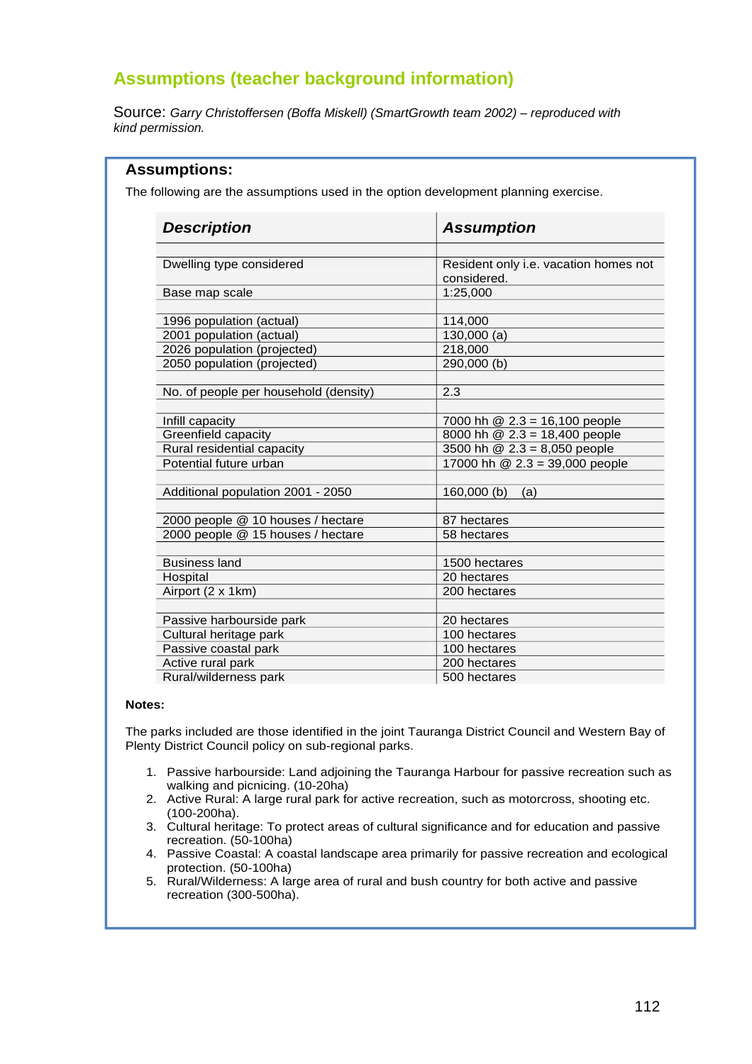## Assumptions (teacher background information)

Source: *Garry Christoffersen (Boffa Miskell) (SmartGrowth team 2002) – reproduced with kind permission.*

### Assumptions:

The following are the assumptions used in the option development planning exercise.

| ***Description*** | ***Assumption*** |
|---|---|
| | |
| Dwelling type considered | Resident only i.e. vacation homes not considered. |
| Base map scale | 1:25,000 |
| | |
| 1996 population (actual) | 114,000 |
| 2001 population (actual) | 130,000 (a) |
| 2026 population (projected) | 218,000 |
| 2050 population (projected) | 290,000 (b) |
| | |
| No. of people per household (density) | 2.3 |
| | |
| Infill capacity | 7000 hh @ 2.3 = 16,100 people |
| Greenfield capacity | 8000 hh @ 2.3 = 18,400 people |
| Rural residential capacity | 3500 hh @ 2.3 = 8,050 people |
| Potential future urban | 17000 hh @ 2.3 = 39,000 people |
| | |
| Additional population 2001 - 2050 | 160,000 (b)    (a) |
| | |
| 2000 people @ 10 houses / hectare | 87 hectares |
| 2000 people @ 15 houses / hectare | 58 hectares |
| | |
| Business land | 1500 hectares |
| Hospital | 20 hectares |
| Airport (2 x 1km) | 200 hectares |
| | |
| Passive harbourside park | 20 hectares |
| Cultural heritage park | 100 hectares |
| Passive coastal park | 100 hectares |
| Active rural park | 200 hectares |
| Rural/wilderness park | 500 hectares |

**Notes:**

The parks included are those identified in the joint Tauranga District Council and Western Bay of Plenty District Council policy on sub-regional parks.

1. Passive harbourside: Land adjoining the Tauranga Harbour for passive recreation such as walking and picnicing. (10-20ha)
2. Active Rural: A large rural park for active recreation, such as motorcross, shooting etc. (100-200ha).
3. Cultural heritage: To protect areas of cultural significance and for education and passive recreation. (50-100ha)
4. Passive Coastal: A coastal landscape area primarily for passive recreation and ecological protection. (50-100ha)
5. Rural/Wilderness: A large area of rural and bush country for both active and passive recreation (300-500ha).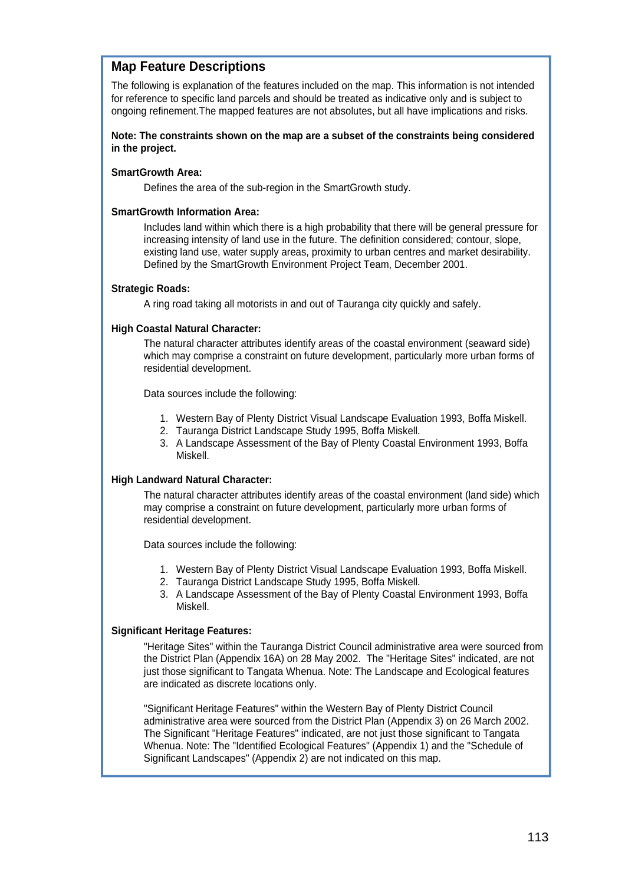## Map Feature Descriptions

The following is explanation of the features included on the map. This information is not intended for reference to specific land parcels and should be treated as indicative only and is subject to ongoing refinement.The mapped features are not absolutes, but all have implications and risks.

**Note: The constraints shown on the map are a subset of the constraints being considered in the project.**

**SmartGrowth Area:**

Defines the area of the sub-region in the SmartGrowth study.

**SmartGrowth Information Area:**

Includes land within which there is a high probability that there will be general pressure for increasing intensity of land use in the future. The definition considered; contour, slope, existing land use, water supply areas, proximity to urban centres and market desirability. Defined by the SmartGrowth Environment Project Team, December 2001.

**Strategic Roads:**

A ring road taking all motorists in and out of Tauranga city quickly and safely.

**High Coastal Natural Character:**

The natural character attributes identify areas of the coastal environment (seaward side) which may comprise a constraint on future development, particularly more urban forms of residential development.

Data sources include the following:

1. Western Bay of Plenty District Visual Landscape Evaluation 1993, Boffa Miskell.
2. Tauranga District Landscape Study 1995, Boffa Miskell.
3. A Landscape Assessment of the Bay of Plenty Coastal Environment 1993, Boffa Miskell.

**High Landward Natural Character:**

The natural character attributes identify areas of the coastal environment (land side) which may comprise a constraint on future development, particularly more urban forms of residential development.

Data sources include the following:

1. Western Bay of Plenty District Visual Landscape Evaluation 1993, Boffa Miskell.
2. Tauranga District Landscape Study 1995, Boffa Miskell.
3. A Landscape Assessment of the Bay of Plenty Coastal Environment 1993, Boffa Miskell.

**Significant Heritage Features:**

"Heritage Sites" within the Tauranga District Council administrative area were sourced from the District Plan (Appendix 16A) on 28 May 2002. The "Heritage Sites" indicated, are not just those significant to Tangata Whenua. Note: The Landscape and Ecological features are indicated as discrete locations only.

"Significant Heritage Features" within the Western Bay of Plenty District Council administrative area were sourced from the District Plan (Appendix 3) on 26 March 2002. The Significant "Heritage Features" indicated, are not just those significant to Tangata Whenua. Note: The "Identified Ecological Features" (Appendix 1) and the "Schedule of Significant Landscapes" (Appendix 2) are not indicated on this map.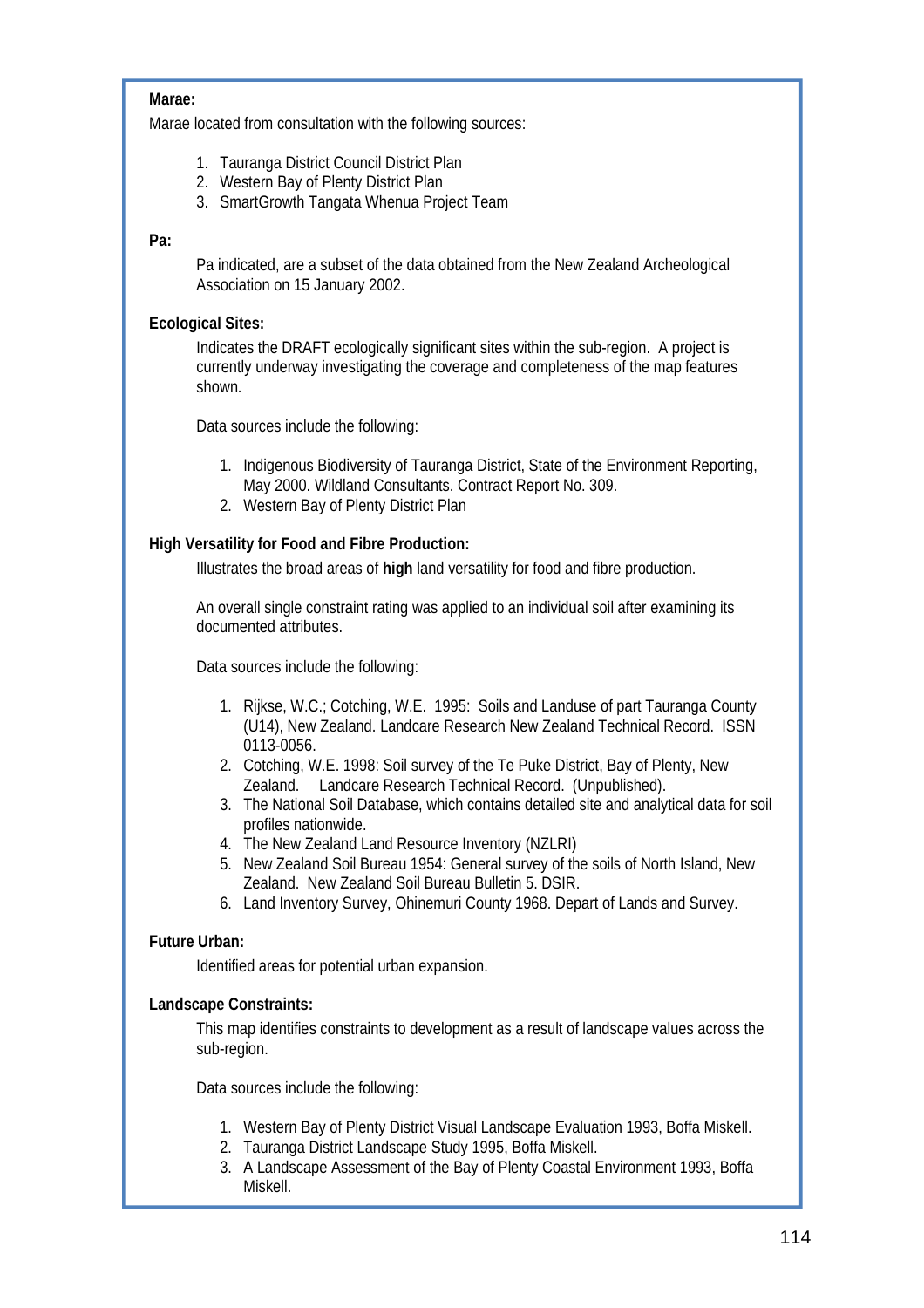**Marae:**

Marae located from consultation with the following sources:

1. Tauranga District Council District Plan
2. Western Bay of Plenty District Plan
3. SmartGrowth Tangata Whenua Project Team

**Pa:**

Pa indicated, are a subset of the data obtained from the New Zealand Archeological Association on 15 January 2002.

**Ecological Sites:**

Indicates the DRAFT ecologically significant sites within the sub-region. A project is currently underway investigating the coverage and completeness of the map features shown.

Data sources include the following:

1. Indigenous Biodiversity of Tauranga District, State of the Environment Reporting, May 2000. Wildland Consultants. Contract Report No. 309.
2. Western Bay of Plenty District Plan

**High Versatility for Food and Fibre Production:**

Illustrates the broad areas of **high** land versatility for food and fibre production.

An overall single constraint rating was applied to an individual soil after examining its documented attributes.

Data sources include the following:

1. Rijkse, W.C.; Cotching, W.E. 1995: Soils and Landuse of part Tauranga County (U14), New Zealand. Landcare Research New Zealand Technical Record. ISSN 0113-0056.
2. Cotching, W.E. 1998: Soil survey of the Te Puke District, Bay of Plenty, New Zealand. Landcare Research Technical Record. (Unpublished).
3. The National Soil Database, which contains detailed site and analytical data for soil profiles nationwide.
4. The New Zealand Land Resource Inventory (NZLRI)
5. New Zealand Soil Bureau 1954: General survey of the soils of North Island, New Zealand. New Zealand Soil Bureau Bulletin 5. DSIR.
6. Land Inventory Survey, Ohinemuri County 1968. Depart of Lands and Survey.

**Future Urban:**

Identified areas for potential urban expansion.

**Landscape Constraints:**

This map identifies constraints to development as a result of landscape values across the sub-region.

Data sources include the following:

1. Western Bay of Plenty District Visual Landscape Evaluation 1993, Boffa Miskell.
2. Tauranga District Landscape Study 1995, Boffa Miskell.
3. A Landscape Assessment of the Bay of Plenty Coastal Environment 1993, Boffa Miskell.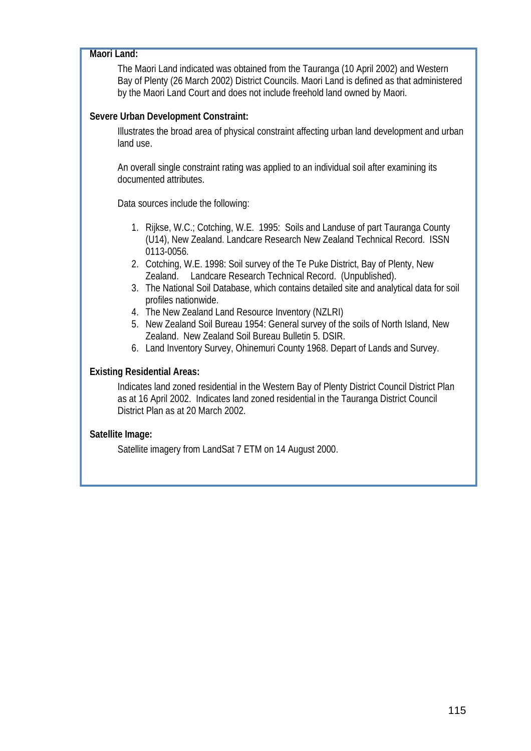**Maori Land:**

The Maori Land indicated was obtained from the Tauranga (10 April 2002) and Western Bay of Plenty (26 March 2002) District Councils. Maori Land is defined as that administered by the Maori Land Court and does not include freehold land owned by Maori.

**Severe Urban Development Constraint:**

Illustrates the broad area of physical constraint affecting urban land development and urban land use.

An overall single constraint rating was applied to an individual soil after examining its documented attributes.

Data sources include the following:

1. Rijkse, W.C.; Cotching, W.E. 1995: Soils and Landuse of part Tauranga County (U14), New Zealand. Landcare Research New Zealand Technical Record. ISSN 0113-0056.
2. Cotching, W.E. 1998: Soil survey of the Te Puke District, Bay of Plenty, New Zealand. Landcare Research Technical Record. (Unpublished).
3. The National Soil Database, which contains detailed site and analytical data for soil profiles nationwide.
4. The New Zealand Land Resource Inventory (NZLRI)
5. New Zealand Soil Bureau 1954: General survey of the soils of North Island, New Zealand. New Zealand Soil Bureau Bulletin 5. DSIR.
6. Land Inventory Survey, Ohinemuri County 1968. Depart of Lands and Survey.

**Existing Residential Areas:**

Indicates land zoned residential in the Western Bay of Plenty District Council District Plan as at 16 April 2002. Indicates land zoned residential in the Tauranga District Council District Plan as at 20 March 2002.

**Satellite Image:**

Satellite imagery from LandSat 7 ETM on 14 August 2000.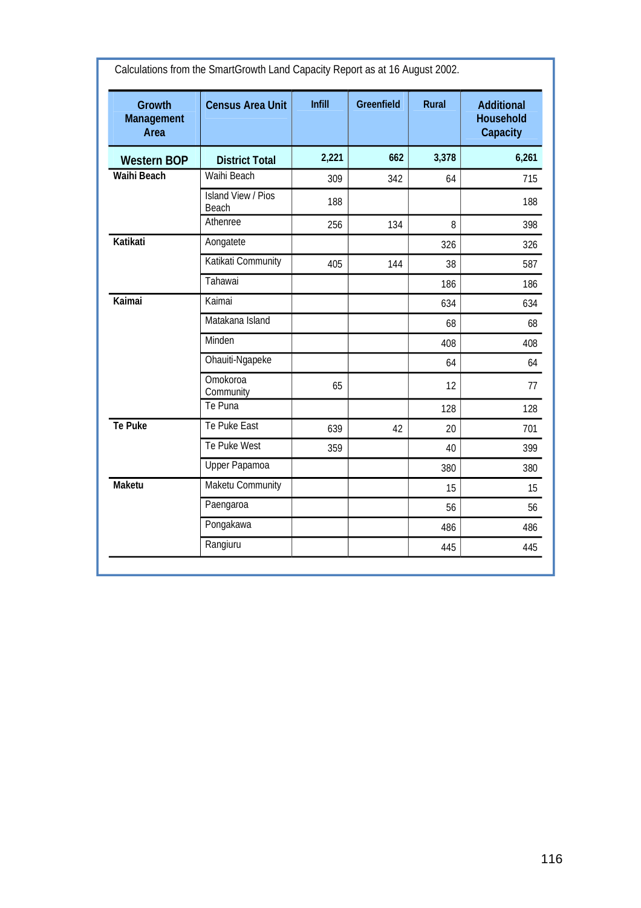Calculations from the SmartGrowth Land Capacity Report as at 16 August 2002.

| Growth Management Area | Census Area Unit | Infill | Greenfield | Rural | Additional Household Capacity |
|---|---|---|---|---|---|
| **Western BOP** | **District Total** | **2,221** | **662** | **3,378** | **6,261** |
| **Waihi Beach** | Waihi Beach | 309 | 342 | 64 | 715 |
| | Island View / Pios Beach | 188 | | | 188 |
| | Athenree | 256 | 134 | 8 | 398 |
| **Katikati** | Aongatete | | | 326 | 326 |
| | Katikati Community | 405 | 144 | 38 | 587 |
| | Tahawai | | | 186 | 186 |
| **Kaimai** | Kaimai | | | 634 | 634 |
| | Matakana Island | | | 68 | 68 |
| | Minden | | | 408 | 408 |
| | Ohauiti-Ngapeke | | | 64 | 64 |
| | Omokoroa Community | 65 | | 12 | 77 |
| | Te Puna | | | 128 | 128 |
| **Te Puke** | Te Puke East | 639 | 42 | 20 | 701 |
| | Te Puke West | 359 | | 40 | 399 |
| | Upper Papamoa | | | 380 | 380 |
| **Maketu** | Maketu Community | | | 15 | 15 |
| | Paengaroa | | | 56 | 56 |
| | Pongakawa | | | 486 | 486 |
| | Rangiuru | | | 445 | 445 |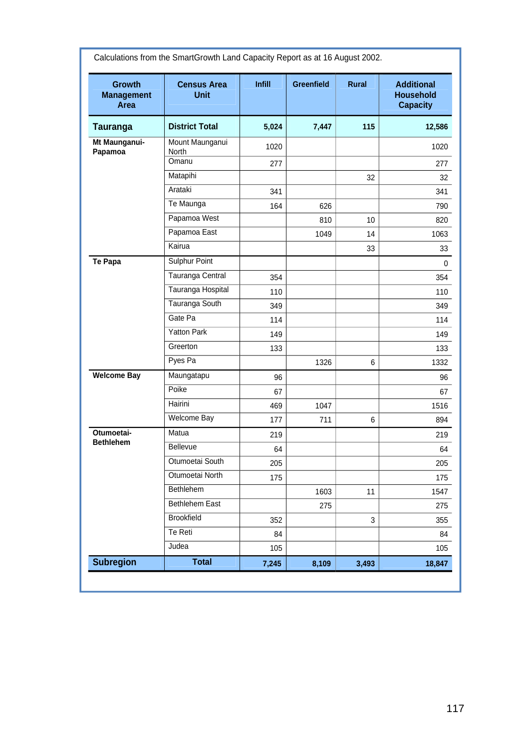Calculations from the SmartGrowth Land Capacity Report as at 16 August 2002.

| Growth Management Area | Census Area Unit | Infill | Greenfield | Rural | Additional Household Capacity |
|---|---|---|---|---|---|
| **Tauranga** | **District Total** | **5,024** | **7,447** | **115** | **12,586** |
| **Mt Maunganui-Papamoa** | Mount Maunganui North | 1020 | | | 1020 |
| | Omanu | 277 | | | 277 |
| | Matapihi | | | 32 | 32 |
| | Arataki | 341 | | | 341 |
| | Te Maunga | 164 | 626 | | 790 |
| | Papamoa West | | 810 | 10 | 820 |
| | Papamoa East | | 1049 | 14 | 1063 |
| | Kairua | | | 33 | 33 |
| **Te Papa** | Sulphur Point | | | | 0 |
| | Tauranga Central | 354 | | | 354 |
| | Tauranga Hospital | 110 | | | 110 |
| | Tauranga South | 349 | | | 349 |
| | Gate Pa | 114 | | | 114 |
| | Yatton Park | 149 | | | 149 |
| | Greerton | 133 | | | 133 |
| | Pyes Pa | | 1326 | 6 | 1332 |
| **Welcome Bay** | Maungatapu | 96 | | | 96 |
| | Poike | 67 | | | 67 |
| | Hairini | 469 | 1047 | | 1516 |
| | Welcome Bay | 177 | 711 | 6 | 894 |
| **Otumoetai-Bethlehem** | Matua | 219 | | | 219 |
| | Bellevue | 64 | | | 64 |
| | Otumoetai South | 205 | | | 205 |
| | Otumoetai North | 175 | | | 175 |
| | Bethlehem | | 1603 | 11 | 1547 |
| | Bethlehem East | | 275 | | 275 |
| | Brookfield | 352 | | 3 | 355 |
| | Te Reti | 84 | | | 84 |
| | Judea | 105 | | | 105 |
| **Subregion** | **Total** | **7,245** | **8,109** | **3,493** | **18,847** |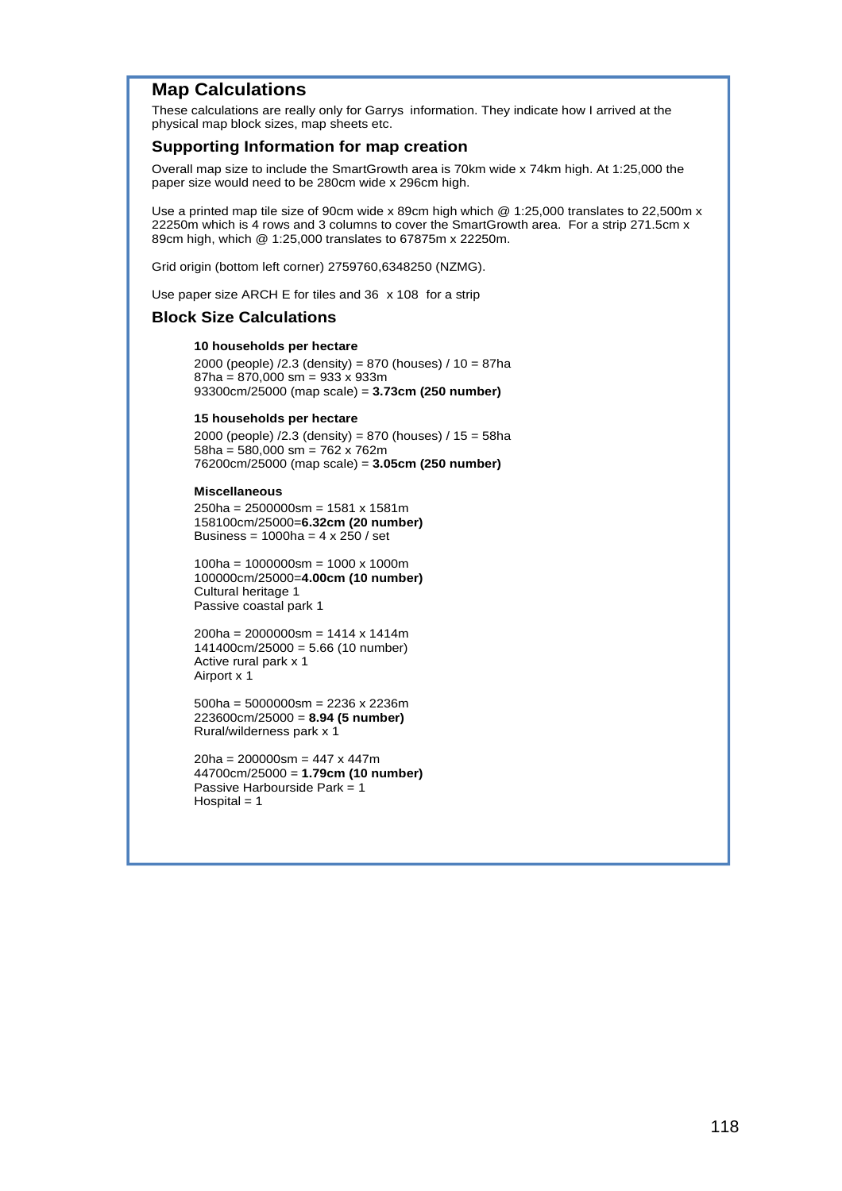# Map Calculations

These calculations are really only for Garrys information. They indicate how I arrived at the physical map block sizes, map sheets etc.

## Supporting Information for map creation

Overall map size to include the SmartGrowth area is 70km wide x 74km high. At 1:25,000 the paper size would need to be 280cm wide x 296cm high.

Use a printed map tile size of 90cm wide x 89cm high which @ 1:25,000 translates to 22,500m x 22250m which is 4 rows and 3 columns to cover the SmartGrowth area. For a strip 271.5cm x 89cm high, which @ 1:25,000 translates to 67875m x 22250m.

Grid origin (bottom left corner) 2759760,6348250 (NZMG).

Use paper size ARCH E for tiles and 36 x 108 for a strip

## Block Size Calculations

**10 households per hectare**

2000 (people) /2.3 (density) = 870 (houses) / 10 = 87ha
87ha = 870,000 sm = 933 x 933m
93300cm/25000 (map scale) = **3.73cm (250 number)**

**15 households per hectare**

2000 (people) /2.3 (density) = 870 (houses) / 15 = 58ha
58ha = 580,000 sm = 762 x 762m
76200cm/25000 (map scale) = **3.05cm (250 number)**

**Miscellaneous**

250ha = 2500000sm = 1581 x 1581m
158100cm/25000=**6.32cm (20 number)**
Business = 1000ha = 4 x 250 / set

100ha = 1000000sm = 1000 x 1000m
100000cm/25000=**4.00cm (10 number)**
Cultural heritage 1
Passive coastal park 1

200ha = 2000000sm = 1414 x 1414m
141400cm/25000 = 5.66 (10 number)
Active rural park x 1
Airport x 1

500ha = 5000000sm = 2236 x 2236m
223600cm/25000 = **8.94 (5 number)**
Rural/wilderness park x 1

20ha = 200000sm = 447 x 447m
44700cm/25000 = **1.79cm (10 number)**
Passive Harbourside Park = 1
Hospital = 1